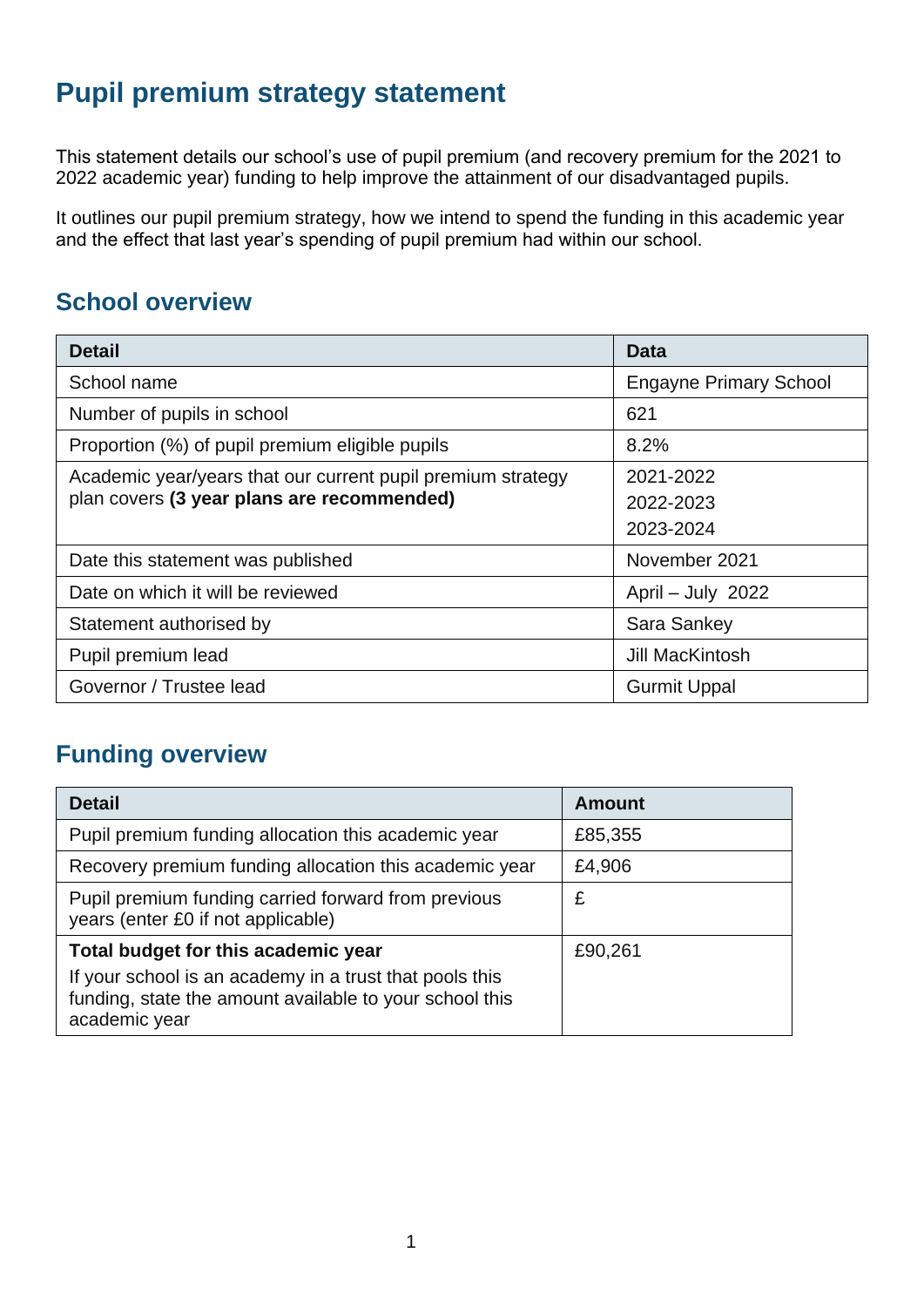# Pupil premium strategy statement

This statement details our school's use of pupil premium (and recovery premium for the 2021 to 2022 academic year) funding to help improve the attainment of our disadvantaged pupils.

It outlines our pupil premium strategy, how we intend to spend the funding in this academic year and the effect that last year's spending of pupil premium had within our school.

## School overview

| Detail | Data |
|---|---|
| School name | Engayne Primary School |
| Number of pupils in school | 621 |
| Proportion (%) of pupil premium eligible pupils | 8.2% |
| Academic year/years that our current pupil premium strategy plan covers **(3 year plans are recommended)** | 2021-2022<br>2022-2023<br>2023-2024 |
| Date this statement was published | November 2021 |
| Date on which it will be reviewed | April – July 2022 |
| Statement authorised by | Sara Sankey |
| Pupil premium lead | Jill MacKintosh |
| Governor / Trustee lead | Gurmit Uppal |

## Funding overview

| Detail | Amount |
|---|---|
| Pupil premium funding allocation this academic year | £85,355 |
| Recovery premium funding allocation this academic year | £4,906 |
| Pupil premium funding carried forward from previous years (enter £0 if not applicable) | £ |
| **Total budget for this academic year**<br>If your school is an academy in a trust that pools this funding, state the amount available to your school this academic year | £90,261 |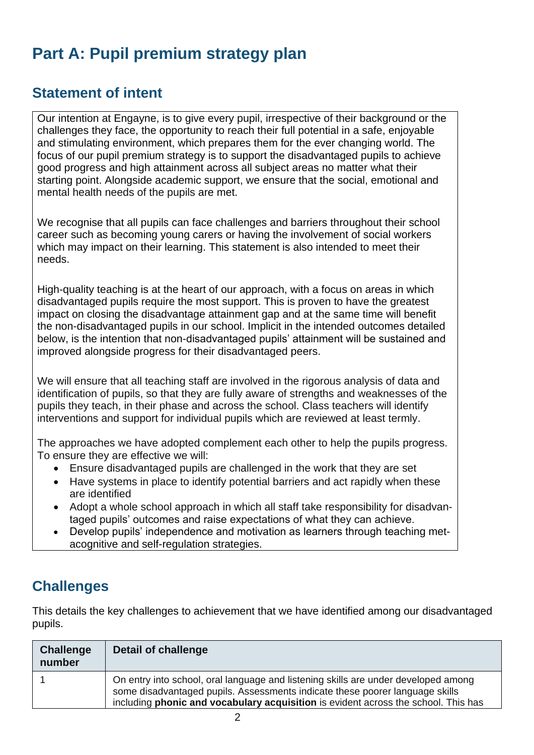# Part A: Pupil premium strategy plan

## Statement of intent

Our intention at Engayne, is to give every pupil, irrespective of their background or the challenges they face, the opportunity to reach their full potential in a safe, enjoyable and stimulating environment, which prepares them for the ever changing world. The focus of our pupil premium strategy is to support the disadvantaged pupils to achieve good progress and high attainment across all subject areas no matter what their starting point. Alongside academic support, we ensure that the social, emotional and mental health needs of the pupils are met.

We recognise that all pupils can face challenges and barriers throughout their school career such as becoming young carers or having the involvement of social workers which may impact on their learning. This statement is also intended to meet their needs.

High-quality teaching is at the heart of our approach, with a focus on areas in which disadvantaged pupils require the most support. This is proven to have the greatest impact on closing the disadvantage attainment gap and at the same time will benefit the non-disadvantaged pupils in our school. Implicit in the intended outcomes detailed below, is the intention that non-disadvantaged pupils' attainment will be sustained and improved alongside progress for their disadvantaged peers.

We will ensure that all teaching staff are involved in the rigorous analysis of data and identification of pupils, so that they are fully aware of strengths and weaknesses of the pupils they teach, in their phase and across the school. Class teachers will identify interventions and support for individual pupils which are reviewed at least termly.

The approaches we have adopted complement each other to help the pupils progress. To ensure they are effective we will:

- Ensure disadvantaged pupils are challenged in the work that they are set
- Have systems in place to identify potential barriers and act rapidly when these are identified
- Adopt a whole school approach in which all staff take responsibility for disadvantaged pupils' outcomes and raise expectations of what they can achieve.
- Develop pupils' independence and motivation as learners through teaching metacognitive and self-regulation strategies.

## Challenges

This details the key challenges to achievement that we have identified among our disadvantaged pupils.

| Challenge number | Detail of challenge |
|---|---|
| 1 | On entry into school, oral language and listening skills are under developed among some disadvantaged pupils. Assessments indicate these poorer language skills including **phonic and vocabulary acquisition** is evident across the school. This has |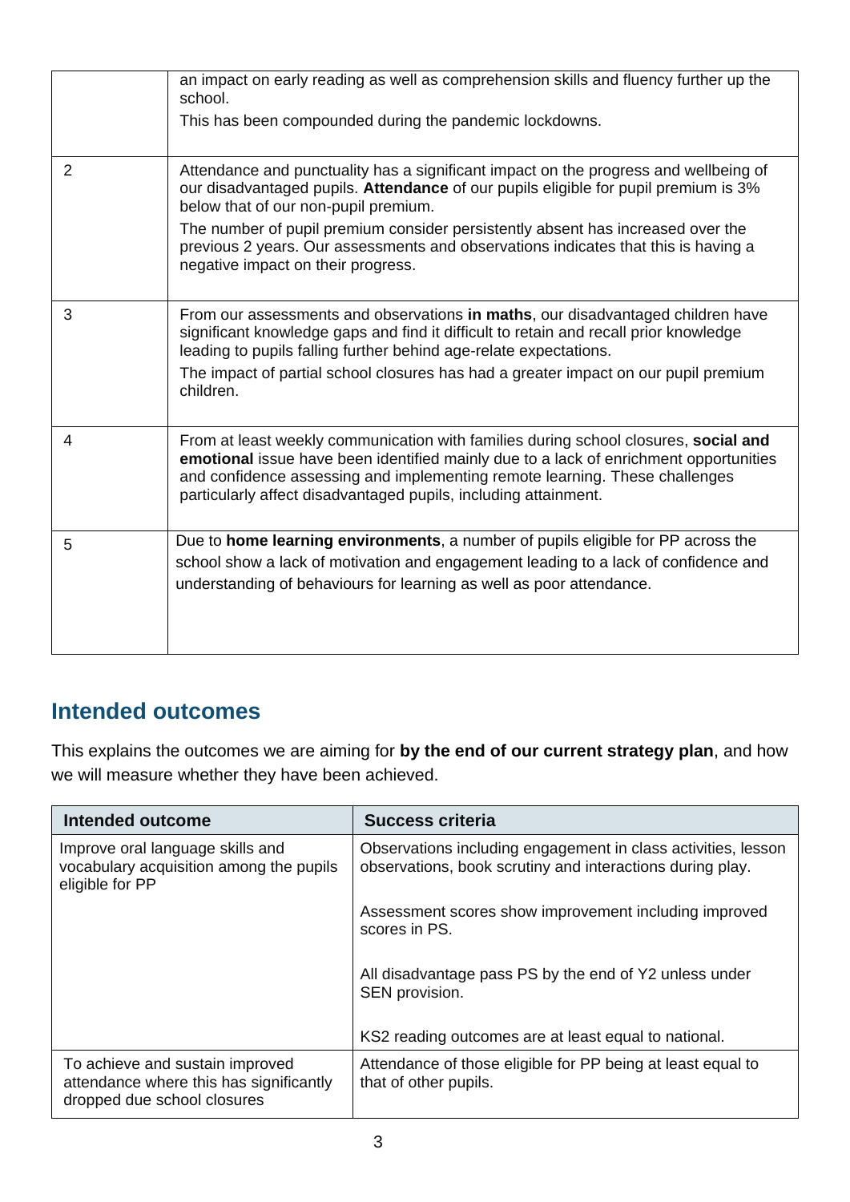| | |
|---|---|
| | an impact on early reading as well as comprehension skills and fluency further up the school.<br>This has been compounded during the pandemic lockdowns. |
| 2 | Attendance and punctuality has a significant impact on the progress and wellbeing of our disadvantaged pupils. **Attendance** of our pupils eligible for pupil premium is 3% below that of our non-pupil premium.<br>The number of pupil premium consider persistently absent has increased over the previous 2 years. Our assessments and observations indicates that this is having a negative impact on their progress. |
| 3 | From our assessments and observations **in maths**, our disadvantaged children have significant knowledge gaps and find it difficult to retain and recall prior knowledge leading to pupils falling further behind age-relate expectations.<br>The impact of partial school closures has had a greater impact on our pupil premium children. |
| 4 | From at least weekly communication with families during school closures, **social and emotional** issue have been identified mainly due to a lack of enrichment opportunities and confidence assessing and implementing remote learning. These challenges particularly affect disadvantaged pupils, including attainment. |
| 5 | Due to **home learning environments**, a number of pupils eligible for PP across the school show a lack of motivation and engagement leading to a lack of confidence and understanding of behaviours for learning as well as poor attendance. |

## Intended outcomes

This explains the outcomes we are aiming for **by the end of our current strategy plan**, and how we will measure whether they have been achieved.

| Intended outcome | Success criteria |
|---|---|
| Improve oral language skills and vocabulary acquisition among the pupils eligible for PP | Observations including engagement in class activities, lesson observations, book scrutiny and interactions during play.<br><br>Assessment scores show improvement including improved scores in PS.<br><br>All disadvantage pass PS by the end of Y2 unless under SEN provision.<br><br>KS2 reading outcomes are at least equal to national. |
| To achieve and sustain improved attendance where this has significantly dropped due school closures | Attendance of those eligible for PP being at least equal to that of other pupils. |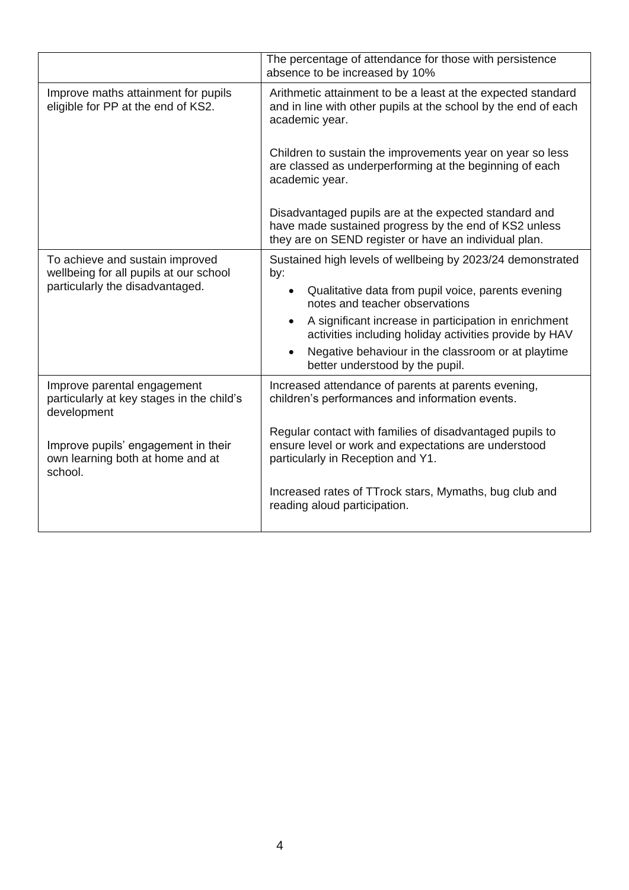| | |
|---|---|
| | The percentage of attendance for those with persistence absence to be increased by 10% |
| Improve maths attainment for pupils eligible for PP at the end of KS2. | Arithmetic attainment to be a least at the expected standard and in line with other pupils at the school by the end of each academic year.<br><br>Children to sustain the improvements year on year so less are classed as underperforming at the beginning of each academic year.<br><br>Disadvantaged pupils are at the expected standard and have made sustained progress by the end of KS2 unless they are on SEND register or have an individual plan. |
| To achieve and sustain improved wellbeing for all pupils at our school particularly the disadvantaged. | Sustained high levels of wellbeing by 2023/24 demonstrated by:<br>• Qualitative data from pupil voice, parents evening notes and teacher observations<br>• A significant increase in participation in enrichment activities including holiday activities provide by HAV<br>• Negative behaviour in the classroom or at playtime better understood by the pupil. |
| Improve parental engagement particularly at key stages in the child's development<br><br>Improve pupils' engagement in their own learning both at home and at school. | Increased attendance of parents at parents evening, children's performances and information events.<br><br>Regular contact with families of disadvantaged pupils to ensure level or work and expectations are understood particularly in Reception and Y1.<br><br>Increased rates of TTrock stars, Mymaths, bug club and reading aloud participation. |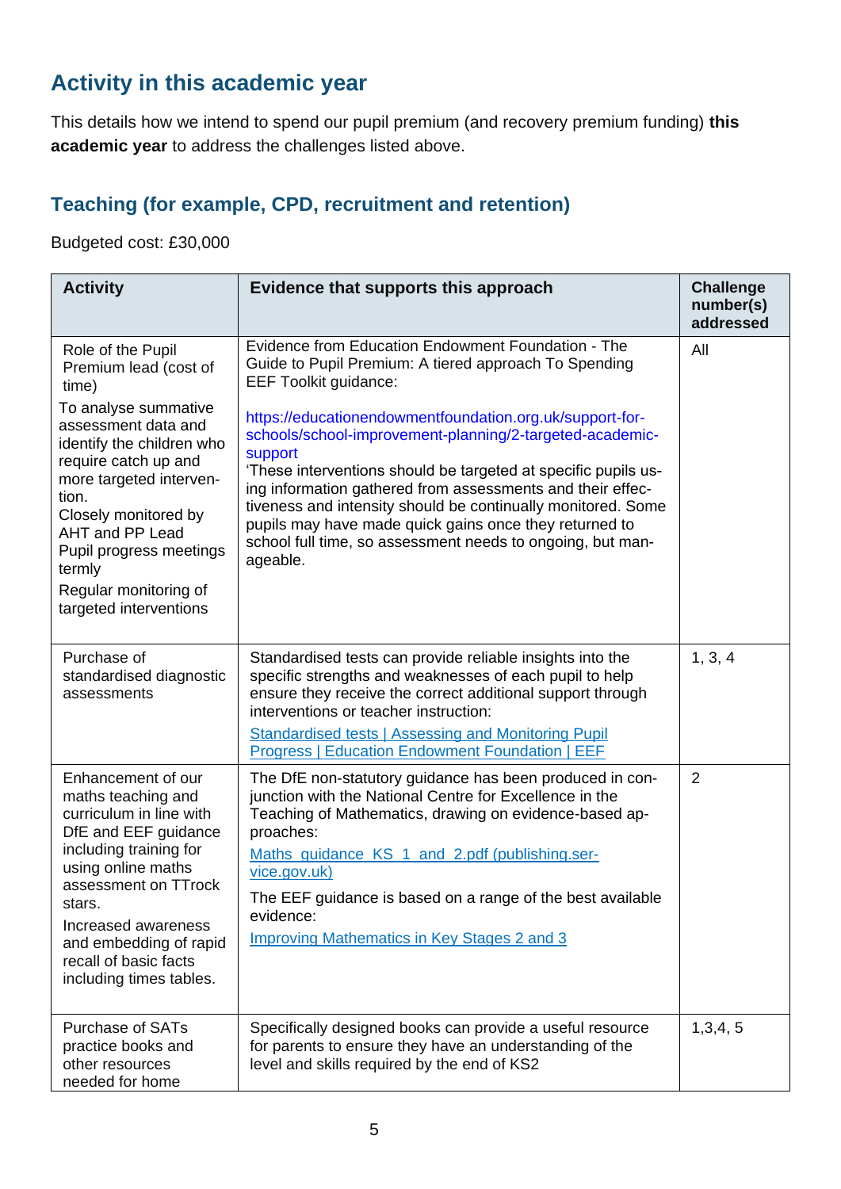## Activity in this academic year

This details how we intend to spend our pupil premium (and recovery premium funding) **this academic year** to address the challenges listed above.

### Teaching (for example, CPD, recruitment and retention)

Budgeted cost: £30,000

| Activity | Evidence that supports this approach | Challenge number(s) addressed |
|---|---|---|
| Role of the Pupil Premium lead (cost of time)<br>To analyse summative assessment data and identify the children who require catch up and more targeted intervention.<br>Closely monitored by AHT and PP Lead<br>Pupil progress meetings termly<br>Regular monitoring of targeted interventions | Evidence from Education Endowment Foundation - The Guide to Pupil Premium: A tiered approach To Spending EEF Toolkit guidance:<br>https://educationendowmentfoundation.org.uk/support-for-schools/school-improvement-planning/2-targeted-academic-support<br>'These interventions should be targeted at specific pupils using information gathered from assessments and their effectiveness and intensity should be continually monitored. Some pupils may have made quick gains once they returned to school full time, so assessment needs to ongoing, but manageable. | All |
| Purchase of standardised diagnostic assessments | Standardised tests can provide reliable insights into the specific strengths and weaknesses of each pupil to help ensure they receive the correct additional support through interventions or teacher instruction:<br>[Standardised tests \| Assessing and Monitoring Pupil Progress \| Education Endowment Foundation \| EEF] | 1, 3, 4 |
| Enhancement of our maths teaching and curriculum in line with DfE and EEF guidance including training for using online maths assessment on TTrock stars.<br>Increased awareness and embedding of rapid recall of basic facts including times tables. | The DfE non-statutory guidance has been produced in conjunction with the National Centre for Excellence in the Teaching of Mathematics, drawing on evidence-based approaches:<br>[Maths_guidance_KS_1_and_2.pdf (publishing.service.gov.uk)]<br>The EEF guidance is based on a range of the best available evidence:<br>[Improving Mathematics in Key Stages 2 and 3] | 2 |
| Purchase of SATs practice books and other resources needed for home | Specifically designed books can provide a useful resource for parents to ensure they have an understanding of the level and skills required by the end of KS2 | 1,3,4, 5 |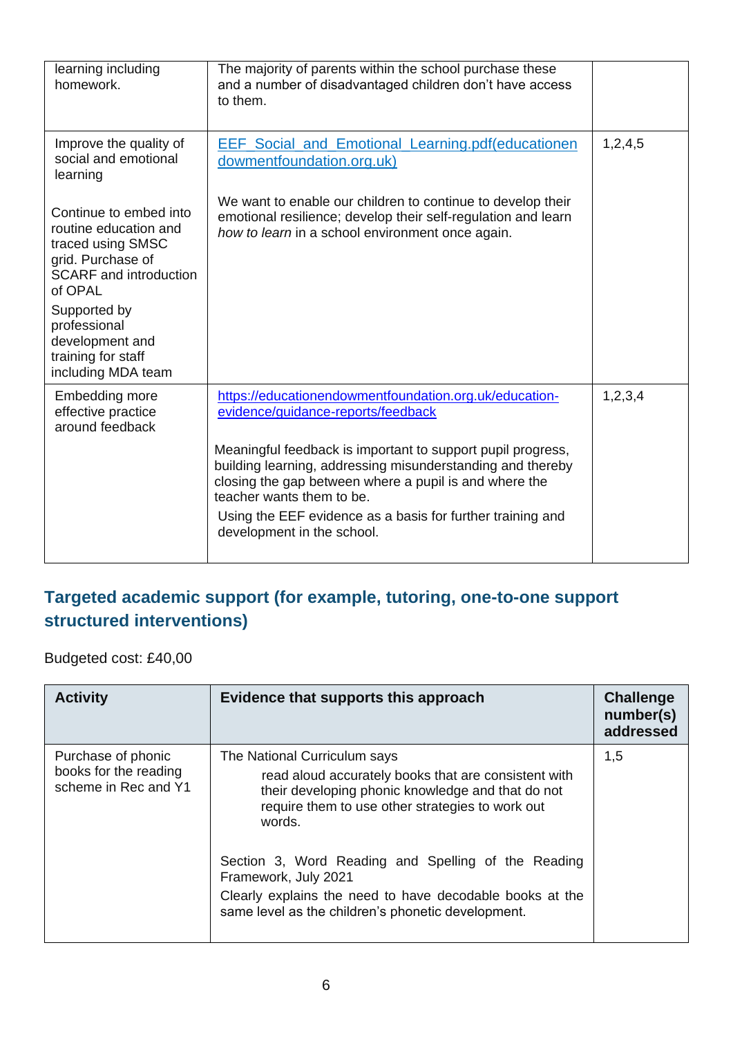| | | |
|---|---|---|
| learning including homework. | The majority of parents within the school purchase these and a number of disadvantaged children don't have access to them. | |
| Improve the quality of social and emotional learning<br><br>Continue to embed into routine education and traced using SMSC grid. Purchase of SCARF and introduction of OPAL<br><br>Supported by professional development and training for staff including MDA team | [EEF_Social_and_Emotional_Learning.pdf(educationendowmentfoundation.org.uk)](EEF_Social_and_Emotional_Learning.pdf(educationendowmentfoundation.org.uk))<br><br>We want to enable our children to continue to develop their emotional resilience; develop their self-regulation and learn *how to learn* in a school environment once again. | 1,2,4,5 |
| Embedding more effective practice around feedback | [https://educationendowmentfoundation.org.uk/education-evidence/guidance-reports/feedback](https://educationendowmentfoundation.org.uk/education-evidence/guidance-reports/feedback)<br><br>Meaningful feedback is important to support pupil progress, building learning, addressing misunderstanding and thereby closing the gap between where a pupil is and where the teacher wants them to be.<br><br>Using the EEF evidence as a basis for further training and development in the school. | 1,2,3,4 |

## Targeted academic support (for example, tutoring, one-to-one support structured interventions)

Budgeted cost: £40,00

| Activity | Evidence that supports this approach | Challenge number(s) addressed |
|---|---|---|
| Purchase of phonic books for the reading scheme in Rec and Y1 | The National Curriculum says<br><br>read aloud accurately books that are consistent with their developing phonic knowledge and that do not require them to use other strategies to work out words.<br><br>Section 3, Word Reading and Spelling of the Reading Framework, July 2021<br><br>Clearly explains the need to have decodable books at the same level as the children's phonetic development. | 1,5 |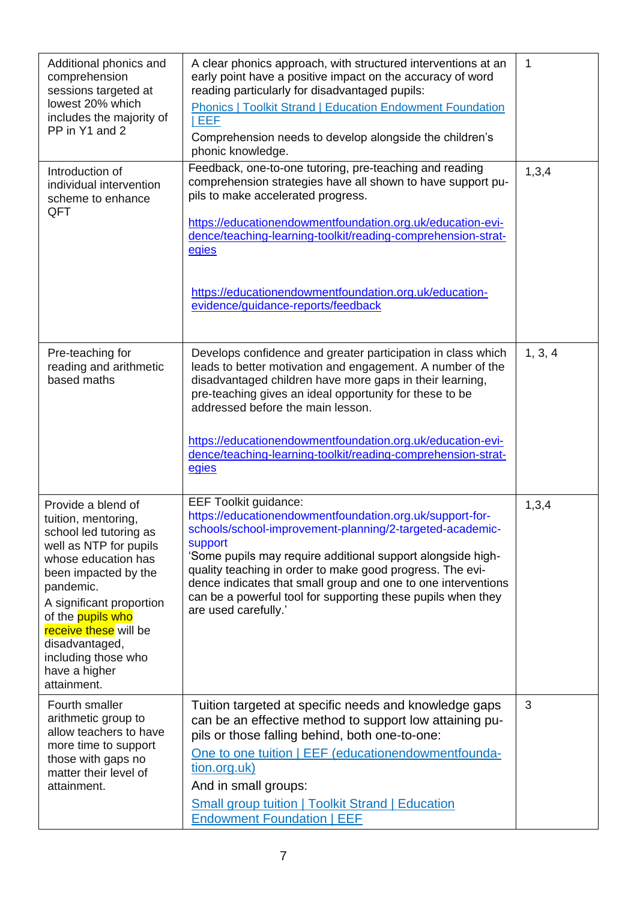| | | |
|---|---|---|
| Additional phonics and comprehension sessions targeted at lowest 20% which includes the majority of PP in Y1 and 2 | A clear phonics approach, with structured interventions at an early point have a positive impact on the accuracy of word reading particularly for disadvantaged pupils: [Phonics \| Toolkit Strand \| Education Endowment Foundation \| EEF] Comprehension needs to develop alongside the children's phonic knowledge. | 1 |
| Introduction of individual intervention scheme to enhance QFT | Feedback, one-to-one tutoring, pre-teaching and reading comprehension strategies have all shown to have support pupils to make accelerated progress. https://educationendowmentfoundation.org.uk/education-evidence/teaching-learning-toolkit/reading-comprehension-strategies https://educationendowmentfoundation.org.uk/education-evidence/guidance-reports/feedback | 1,3,4 |
| Pre-teaching for reading and arithmetic based maths | Develops confidence and greater participation in class which leads to better motivation and engagement. A number of the disadvantaged children have more gaps in their learning, pre-teaching gives an ideal opportunity for these to be addressed before the main lesson. https://educationendowmentfoundation.org.uk/education-evidence/teaching-learning-toolkit/reading-comprehension-strategies | 1, 3, 4 |
| Provide a blend of tuition, mentoring, school led tutoring as well as NTP for pupils whose education has been impacted by the pandemic. A significant proportion of the pupils who receive these will be disadvantaged, including those who have a higher attainment. | EEF Toolkit guidance: https://educationendowmentfoundation.org.uk/support-for-schools/school-improvement-planning/2-targeted-academic-support 'Some pupils may require additional support alongside high-quality teaching in order to make good progress. The evidence indicates that small group and one to one interventions can be a powerful tool for supporting these pupils when they are used carefully.' | 1,3,4 |
| Fourth smaller arithmetic group to allow teachers to have more time to support those with gaps no matter their level of attainment. | Tuition targeted at specific needs and knowledge gaps can be an effective method to support low attaining pupils or those falling behind, both one-to-one: [One to one tuition \| EEF (educationendowmentfoundation.org.uk)] And in small groups: [Small group tuition \| Toolkit Strand \| Education Endowment Foundation \| EEF] | 3 |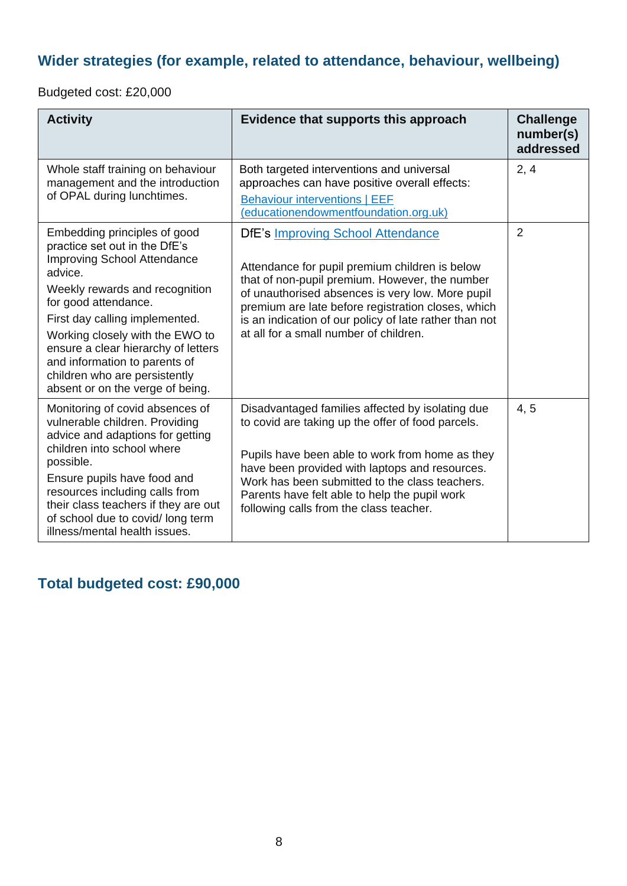## Wider strategies (for example, related to attendance, behaviour, wellbeing)

Budgeted cost: £20,000

| Activity | Evidence that supports this approach | Challenge number(s) addressed |
|---|---|---|
| Whole staff training on behaviour management and the introduction of OPAL during lunchtimes. | Both targeted interventions and universal approaches can have positive overall effects: Behaviour interventions \| EEF (educationendowmentfoundation.org.uk) | 2, 4 |
| Embedding principles of good practice set out in the DfE's Improving School Attendance advice.<br>Weekly rewards and recognition for good attendance.<br>First day calling implemented.<br>Working closely with the EWO to ensure a clear hierarchy of letters and information to parents of children who are persistently absent or on the verge of being. | DfE's Improving School Attendance<br><br>Attendance for pupil premium children is below that of non-pupil premium. However, the number of unauthorised absences is very low. More pupil premium are late before registration closes, which is an indication of our policy of late rather than not at all for a small number of children. | 2 |
| Monitoring of covid absences of vulnerable children. Providing advice and adaptions for getting children into school where possible.<br>Ensure pupils have food and resources including calls from their class teachers if they are out of school due to covid/ long term illness/mental health issues. | Disadvantaged families affected by isolating due to covid are taking up the offer of food parcels.<br><br>Pupils have been able to work from home as they have been provided with laptops and resources. Work has been submitted to the class teachers. Parents have felt able to help the pupil work following calls from the class teacher. | 4, 5 |

## Total budgeted cost: £90,000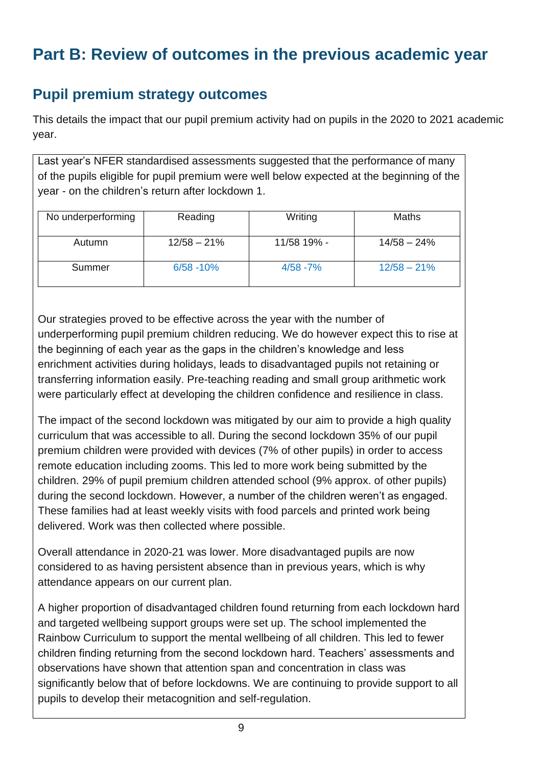# Part B: Review of outcomes in the previous academic year

## Pupil premium strategy outcomes

This details the impact that our pupil premium activity had on pupils in the 2020 to 2021 academic year.

Last year's NFER standardised assessments suggested that the performance of many of the pupils eligible for pupil premium were well below expected at the beginning of the year - on the children's return after lockdown 1.

| No underperforming | Reading | Writing | Maths |
|---|---|---|---|
| Autumn | 12/58 – 21% | 11/58 19% - | 14/58 – 24% |
| Summer | 6/58 -10% | 4/58 -7% | 12/58 – 21% |

Our strategies proved to be effective across the year with the number of underperforming pupil premium children reducing. We do however expect this to rise at the beginning of each year as the gaps in the children's knowledge and less enrichment activities during holidays, leads to disadvantaged pupils not retaining or transferring information easily. Pre-teaching reading and small group arithmetic work were particularly effect at developing the children confidence and resilience in class.

The impact of the second lockdown was mitigated by our aim to provide a high quality curriculum that was accessible to all. During the second lockdown 35% of our pupil premium children were provided with devices (7% of other pupils) in order to access remote education including zooms. This led to more work being submitted by the children. 29% of pupil premium children attended school (9% approx. of other pupils) during the second lockdown. However, a number of the children weren't as engaged. These families had at least weekly visits with food parcels and printed work being delivered. Work was then collected where possible.

Overall attendance in 2020-21 was lower. More disadvantaged pupils are now considered to as having persistent absence than in previous years, which is why attendance appears on our current plan.

A higher proportion of disadvantaged children found returning from each lockdown hard and targeted wellbeing support groups were set up. The school implemented the Rainbow Curriculum to support the mental wellbeing of all children. This led to fewer children finding returning from the second lockdown hard. Teachers' assessments and observations have shown that attention span and concentration in class was significantly below that of before lockdowns. We are continuing to provide support to all pupils to develop their metacognition and self-regulation.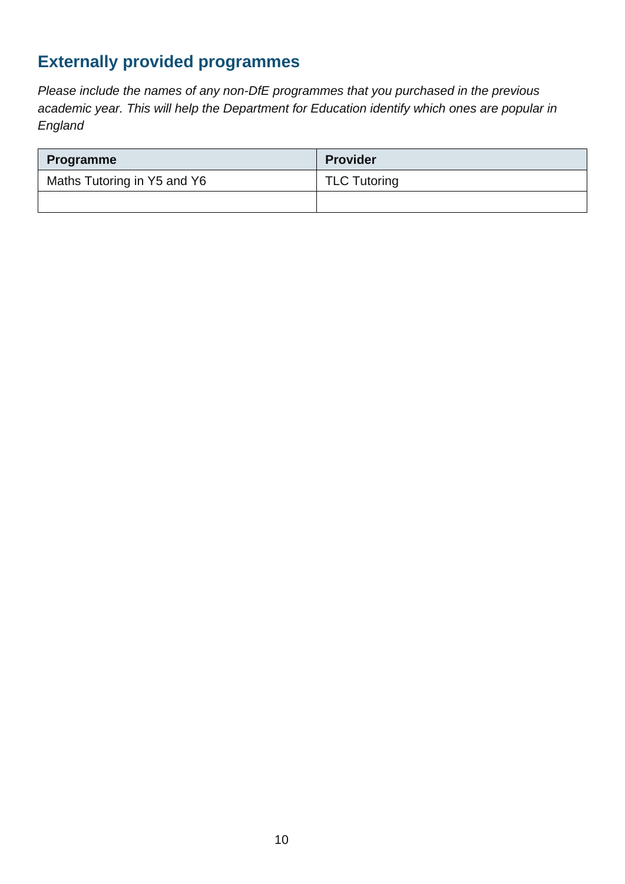## Externally provided programmes

*Please include the names of any non-DfE programmes that you purchased in the previous academic year. This will help the Department for Education identify which ones are popular in England*

| Programme | Provider |
|---|---|
| Maths Tutoring in Y5 and Y6 | TLC Tutoring |
| | |